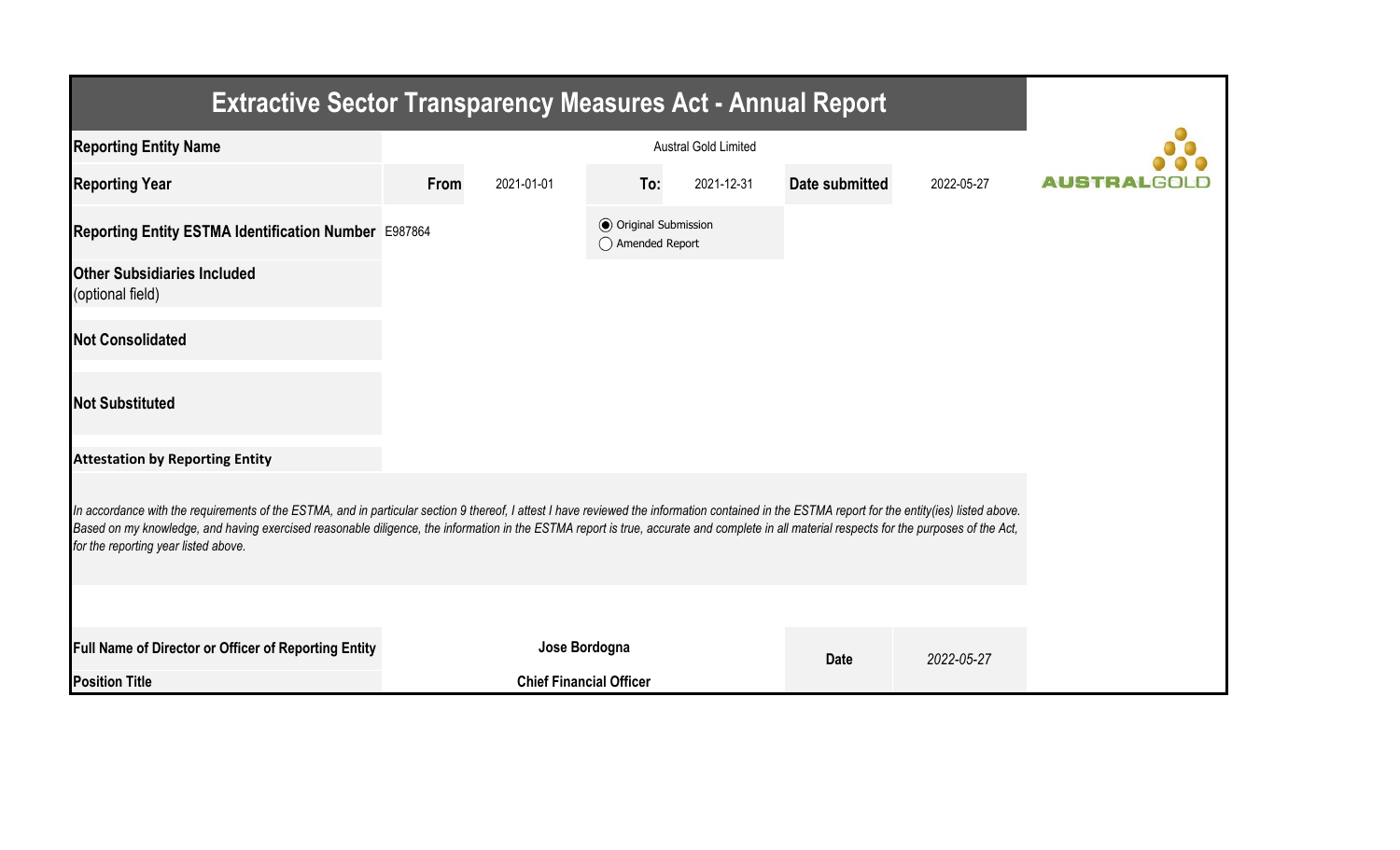# Extractive Sector Transparency Measures Act - Annual Report

| | | | | | | |
|---|---|---|---|---|---|---|
| **Reporting Entity Name** | Austral Gold Limited | | | | | |
| **Reporting Year** | **From** | 2021-01-01 | **To:** | 2021-12-31 | **Date submitted** | 2022-05-27 |
| **Reporting Entity ESTMA Identification Number** | E987864 | | (●) Original Submission<br>( ) Amended Report | | | |
| **Other Subsidiaries Included** (optional field) | | | | | | |
| **Not Consolidated** | | | | | | |
| **Not Substituted** | | | | | | |

**Attestation by Reporting Entity**

*In accordance with the requirements of the ESTMA, and in particular section 9 thereof, I attest I have reviewed the information contained in the ESTMA report for the entity(ies) listed above. Based on my knowledge, and having exercised reasonable diligence, the information in the ESTMA report is true, accurate and complete in all material respects for the purposes of the Act, for the reporting year listed above.*

| | | | |
|---|---|---|---|
| **Full Name of Director or Officer of Reporting Entity** | **Jose Bordogna** | **Date** | *2022-05-27* |
| **Position Title** | **Chief Financial Officer** | | |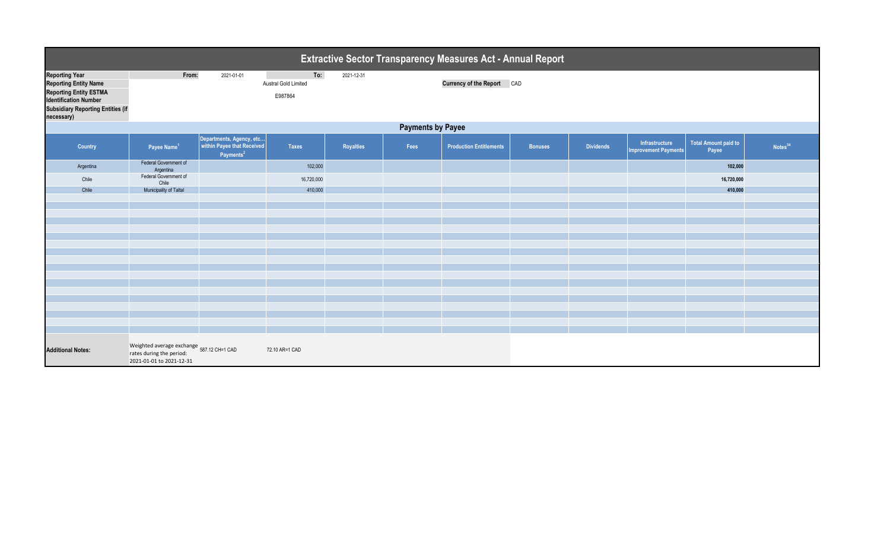# Extractive Sector Transparency Measures Act - Annual Report

| | | | | |
|---|---|---|---|---|
| **Reporting Year** | From: | 2021-01-01 | To: | 2021-12-31 |
| **Reporting Entity Name** | | Austral Gold Limited | | |
| **Reporting Entity ESTMA Identification Number** | | E987864 | | |
| **Subsidiary Reporting Entities (if necessary)** | | | | |

**Currency of the Report** CAD

## Payments by Payee

| Country | Payee Name[1] | Departments, Agency, etc... within Payee that Received Payments[2] | Taxes | Royalties | Fees | Production Entitlements | Bonuses | Dividends | Infrastructure Improvement Payments | Total Amount paid to Payee | Notes[34] |
|---|---|---|---|---|---|---|---|---|---|---|---|
| Argentina | Federal Government of Argentina | | 102,000 | | | | | | | **102,000** | |
| Chile | Federal Government of Chile | | 16,720,000 | | | | | | | **16,720,000** | |
| Chile | Municipality of Taltal | | 410,000 | | | | | | | **410,000** | |

**Additional Notes:** Weighted average exchange rates during the period: 2021-01-01 to 2021-12-31 — 587.12 CH=1 CAD — 72.10 AR=1 CAD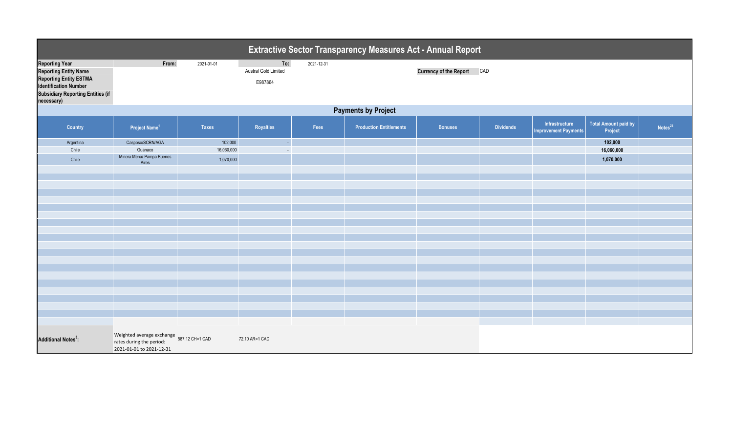# Extractive Sector Transparency Measures Act - Annual Report

| | | | | |
|---|---|---|---|---|
| **Reporting Year** | **From:** | 2021-01-01 | **To:** | 2021-12-31 |
| **Reporting Entity Name** | | Austral Gold Limited | | |
| **Reporting Entity ESTMA Identification Number** | | E987864 | | |
| **Subsidiary Reporting Entities (if necessary)** | | | | |

**Currency of the Report** CAD

## Payments by Project

| Country | Project Name[1] | Taxes | Royalties | Fees | Production Entitlements | Bonuses | Dividends | Infrastructure Improvement Payments | Total Amount paid by Project | Notes[23] |
|---|---|---|---|---|---|---|---|---|---|---|
| Argentina | Casposo/SCRN/AGA | 102,000 | - | | | | | | **102,000** | |
| Chile | Guanaco | 16,060,000 | - | | | | | | **16,060,000** | |
| Chile | Minera Mena/ Pampa Buenos Aires | 1,070,000 | | | | | | | **1,070,000** | |

**Additional Notes[3]:** Weighted average exchange rates during the period: 2021-01-01 to 2021-12-31 — 587.12 CH=1 CAD — 72.10 AR=1 CAD